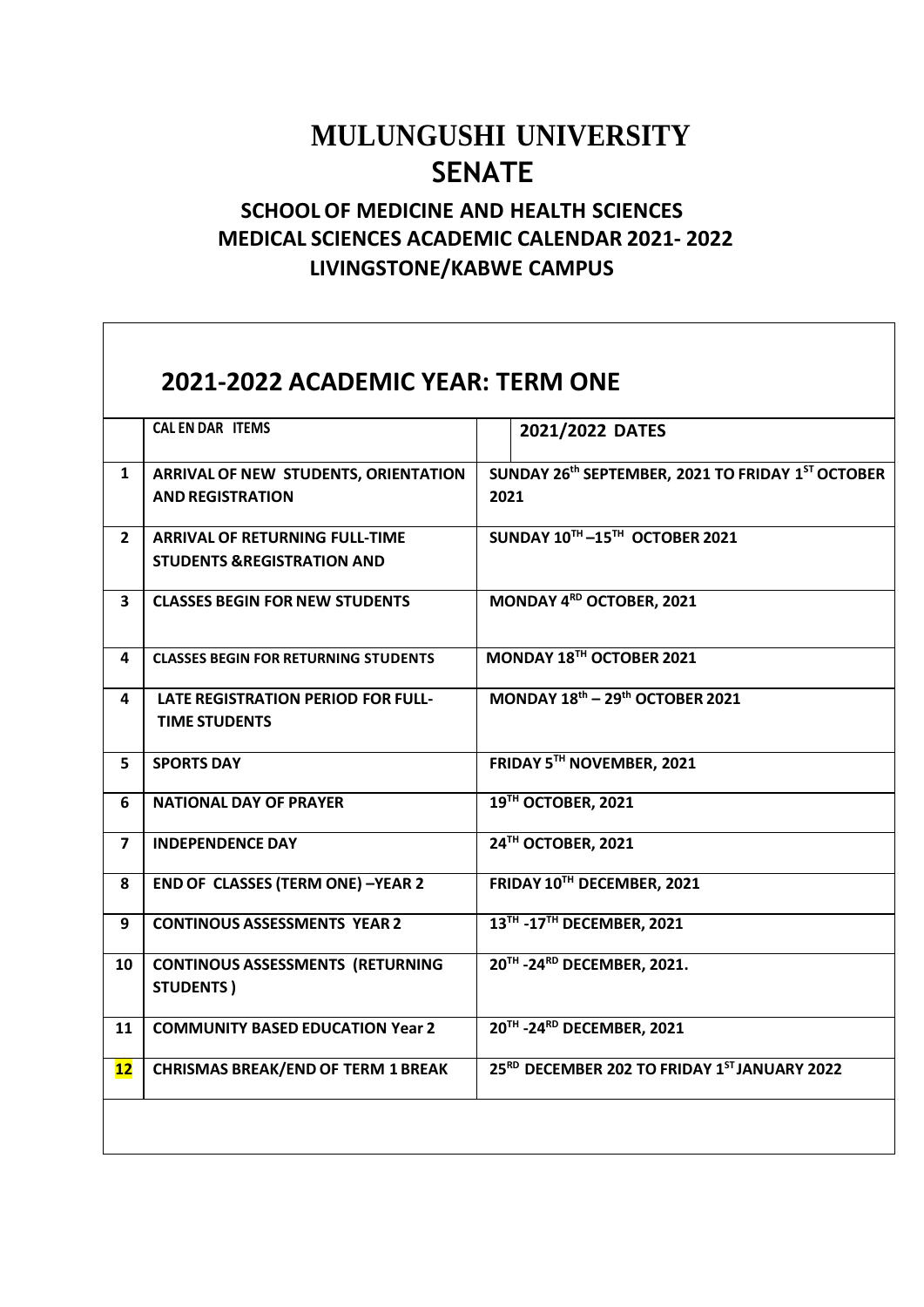# MULUNGUSHI UNIVERSITY
# SENATE

## SCHOOL OF MEDICINE AND HEALTH SCIENCES
## MEDICAL SCIENCES ACADEMIC CALENDAR 2021- 2022
## LIVINGSTONE/KABWE CAMPUS

## 2021-2022 ACADEMIC YEAR: TERM ONE

| | CAL EN DAR ITEMS | 2021/2022 DATES |
|---|---|---|
| 1 | ARRIVAL OF NEW STUDENTS, ORIENTATION AND REGISTRATION | SUNDAY 26th SEPTEMBER, 2021 TO FRIDAY 1ST OCTOBER 2021 |
| 2 | ARRIVAL OF RETURNING FULL-TIME STUDENTS &REGISTRATION AND | SUNDAY 10TH –15TH OCTOBER 2021 |
| 3 | CLASSES BEGIN FOR NEW STUDENTS | MONDAY 4RD OCTOBER, 2021 |
| 4 | CLASSES BEGIN FOR RETURNING STUDENTS | MONDAY 18TH OCTOBER 2021 |
| 4 | LATE REGISTRATION PERIOD FOR FULL-TIME STUDENTS | MONDAY 18th – 29th OCTOBER 2021 |
| 5 | SPORTS DAY | FRIDAY 5TH NOVEMBER, 2021 |
| 6 | NATIONAL DAY OF PRAYER | 19TH OCTOBER, 2021 |
| 7 | INDEPENDENCE DAY | 24TH OCTOBER, 2021 |
| 8 | END OF CLASSES (TERM ONE) –YEAR 2 | FRIDAY 10TH DECEMBER, 2021 |
| 9 | CONTINOUS ASSESSMENTS YEAR 2 | 13TH -17TH DECEMBER, 2021 |
| 10 | CONTINOUS ASSESSMENTS (RETURNING STUDENTS ) | 20TH -24RD DECEMBER, 2021. |
| 11 | COMMUNITY BASED EDUCATION Year 2 | 20TH -24RD DECEMBER, 2021 |
| 12 | CHRISMAS BREAK/END OF TERM 1 BREAK | 25RD DECEMBER 202 TO FRIDAY 1ST JANUARY 2022 |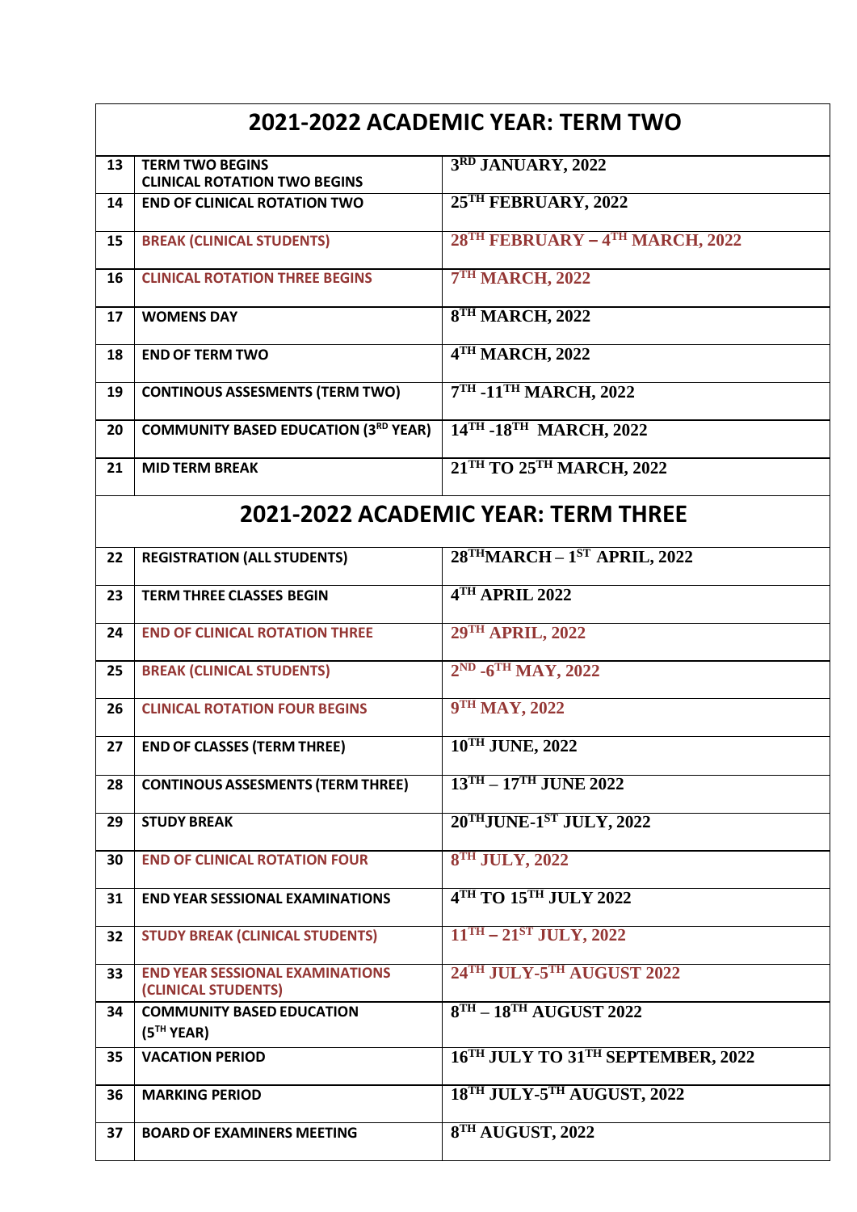## 2021-2022 ACADEMIC YEAR: TERM TWO

| | | |
|---|---|---|
| 13 | **TERM TWO BEGINS**<br>**CLINICAL ROTATION TWO BEGINS** | **3RD JANUARY, 2022** |
| 14 | **END OF CLINICAL ROTATION TWO** | **25TH FEBRUARY, 2022** |
| 15 | **BREAK (CLINICAL STUDENTS)** | **28TH FEBRUARY – 4TH MARCH, 2022** |
| 16 | **CLINICAL ROTATION THREE BEGINS** | **7TH MARCH, 2022** |
| 17 | **WOMENS DAY** | **8TH MARCH, 2022** |
| 18 | **END OF TERM TWO** | **4TH MARCH, 2022** |
| 19 | **CONTINOUS ASSESMENTS (TERM TWO)** | **7TH -11TH MARCH, 2022** |
| 20 | **COMMUNITY BASED EDUCATION (3RD YEAR)** | **14TH -18TH MARCH, 2022** |
| 21 | **MID TERM BREAK** | **21TH TO 25TH MARCH, 2022** |

## 2021-2022 ACADEMIC YEAR: TERM THREE

| | | |
|---|---|---|
| 22 | **REGISTRATION (ALL STUDENTS)** | **28THMARCH – 1ST APRIL, 2022** |
| 23 | **TERM THREE CLASSES BEGIN** | **4TH APRIL 2022** |
| 24 | **END OF CLINICAL ROTATION THREE** | **29TH APRIL, 2022** |
| 25 | **BREAK (CLINICAL STUDENTS)** | **2ND -6TH MAY, 2022** |
| 26 | **CLINICAL ROTATION FOUR BEGINS** | **9TH MAY, 2022** |
| 27 | **END OF CLASSES (TERM THREE)** | **10TH JUNE, 2022** |
| 28 | **CONTINOUS ASSESMENTS (TERM THREE)** | **13TH – 17TH JUNE 2022** |
| 29 | **STUDY BREAK** | **20THJUNE-1ST JULY, 2022** |
| 30 | **END OF CLINICAL ROTATION FOUR** | **8TH JULY, 2022** |
| 31 | **END YEAR SESSIONAL EXAMINATIONS** | **4TH TO 15TH JULY 2022** |
| 32 | **STUDY BREAK (CLINICAL STUDENTS)** | **11TH – 21ST JULY, 2022** |
| 33 | **END YEAR SESSIONAL EXAMINATIONS (CLINICAL STUDENTS)** | **24TH JULY-5TH AUGUST 2022** |
| 34 | **COMMUNITY BASED EDUCATION (5TH YEAR)** | **8TH – 18TH AUGUST 2022** |
| 35 | **VACATION PERIOD** | **16TH JULY TO 31TH SEPTEMBER, 2022** |
| 36 | **MARKING PERIOD** | **18TH JULY-5TH AUGUST, 2022** |
| 37 | **BOARD OF EXAMINERS MEETING** | **8TH AUGUST, 2022** |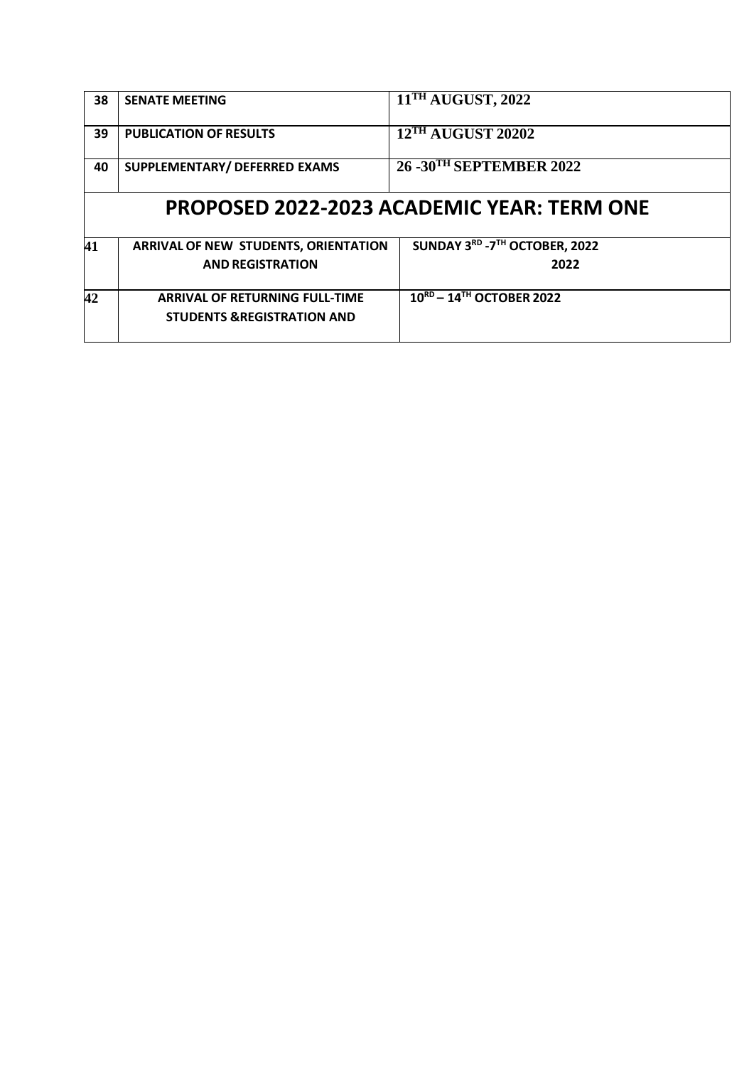| | | |
|---|---|---|
| 38 | SENATE MEETING | 11TH AUGUST, 2022 |
| 39 | PUBLICATION OF RESULTS | 12TH AUGUST 20202 |
| 40 | SUPPLEMENTARY/ DEFERRED EXAMS | 26 -30TH SEPTEMBER 2022 |

## PROPOSED 2022-2023 ACADEMIC YEAR: TERM ONE

| | | |
|---|---|---|
| 41 | ARRIVAL OF NEW STUDENTS, ORIENTATION AND REGISTRATION | SUNDAY 3RD -7TH OCTOBER, 2022 2022 |
| 42 | ARRIVAL OF RETURNING FULL-TIME STUDENTS &REGISTRATION AND | 10RD – 14TH OCTOBER 2022 |